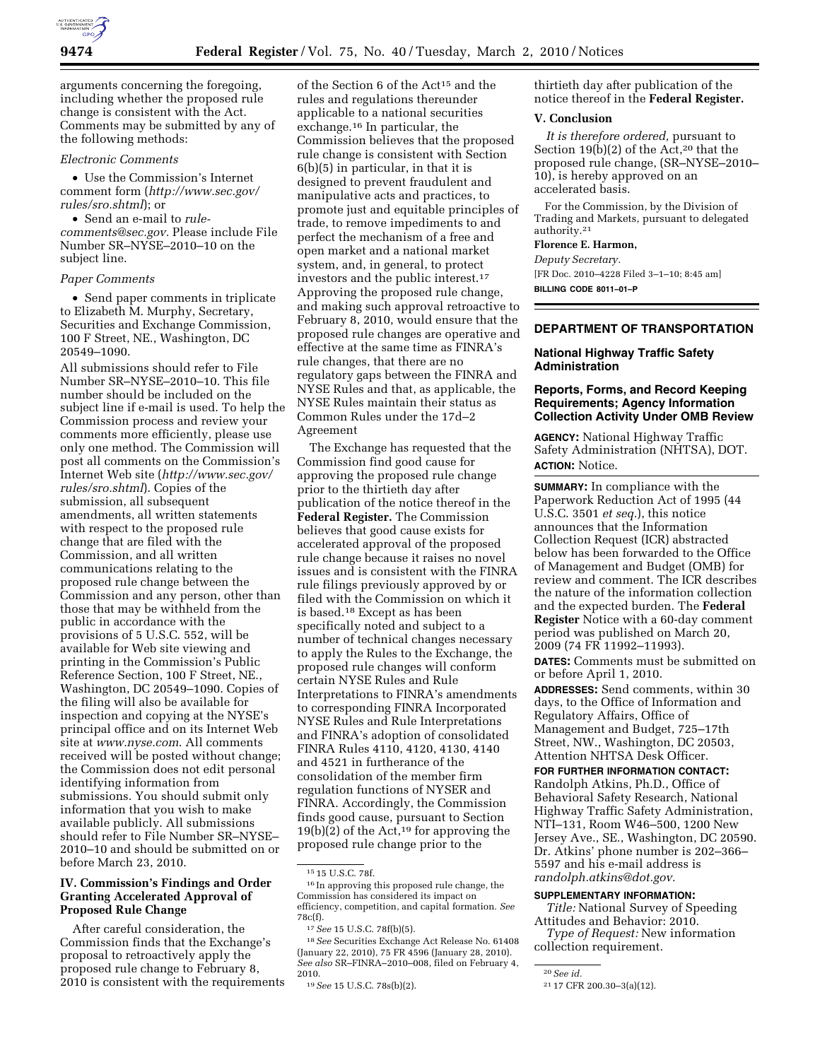arguments concerning the foregoing, including whether the proposed rule change is consistent with the Act. Comments may be submitted by any of the following methods:

*Electronic Comments*

- Use the Commission's Internet comment form (*http://www.sec.gov/rules/sro.shtml*); or
- Send an e-mail to *rule-comments@sec.gov.* Please include File Number SR–NYSE–2010–10 on the subject line.

*Paper Comments*

- Send paper comments in triplicate to Elizabeth M. Murphy, Secretary, Securities and Exchange Commission, 100 F Street, NE., Washington, DC 20549–1090.

All submissions should refer to File Number SR–NYSE–2010–10. This file number should be included on the subject line if e-mail is used. To help the Commission process and review your comments more efficiently, please use only one method. The Commission will post all comments on the Commission's Internet Web site (*http://www.sec.gov/rules/sro.shtml*). Copies of the submission, all subsequent amendments, all written statements with respect to the proposed rule change that are filed with the Commission, and all written communications relating to the proposed rule change between the Commission and any person, other than those that may be withheld from the public in accordance with the provisions of 5 U.S.C. 552, will be available for Web site viewing and printing in the Commission's Public Reference Section, 100 F Street, NE., Washington, DC 20549–1090. Copies of the filing will also be available for inspection and copying at the NYSE's principal office and on its Internet Web site at *www.nyse.com.* All comments received will be posted without change; the Commission does not edit personal identifying information from submissions. You should submit only information that you wish to make available publicly. All submissions should refer to File Number SR–NYSE–2010–10 and should be submitted on or before March 23, 2010.

## IV. Commission's Findings and Order Granting Accelerated Approval of Proposed Rule Change

After careful consideration, the Commission finds that the Exchange's proposal to retroactively apply the proposed rule change to February 8, 2010 is consistent with the requirements of the Section 6 of the Act[15] and the rules and regulations thereunder applicable to a national securities exchange.[16] In particular, the Commission believes that the proposed rule change is consistent with Section 6(b)(5) in particular, in that it is designed to prevent fraudulent and manipulative acts and practices, to promote just and equitable principles of trade, to remove impediments to and perfect the mechanism of a free and open market and a national market system, and, in general, to protect investors and the public interest.[17] Approving the proposed rule change, and making such approval retroactive to February 8, 2010, would ensure that the proposed rule changes are operative and effective at the same time as FINRA's rule changes, that there are no regulatory gaps between the FINRA and NYSE Rules and that, as applicable, the NYSE Rules maintain their status as Common Rules under the 17d–2 Agreement

The Exchange has requested that the Commission find good cause for approving the proposed rule change prior to the thirtieth day after publication of the notice thereof in the **Federal Register.** The Commission believes that good cause exists for accelerated approval of the proposed rule change because it raises no novel issues and is consistent with the FINRA rule filings previously approved by or filed with the Commission on which it is based.[18] Except as has been specifically noted and subject to a number of technical changes necessary to apply the Rules to the Exchange, the proposed rule changes will conform certain NYSE Rules and Rule Interpretations to FINRA's amendments to corresponding FINRA Incorporated NYSE Rules and Rule Interpretations and FINRA's adoption of consolidated FINRA Rules 4110, 4120, 4130, 4140 and 4521 in furtherance of the consolidation of the member firm regulation functions of NYSER and FINRA. Accordingly, the Commission finds good cause, pursuant to Section 19(b)(2) of the Act,[19] for approving the proposed rule change prior to the thirtieth day after publication of the notice thereof in the **Federal Register.**

[15] 15 U.S.C. 78f.

[16] In approving this proposed rule change, the Commission has considered its impact on efficiency, competition, and capital formation. *See* 78c(f).

[17] *See* 15 U.S.C. 78f(b)(5).

[18] *See* Securities Exchange Act Release No. 61408 (January 22, 2010), 75 FR 4596 (January 28, 2010). *See also* SR–FINRA–2010–008, filed on February 4, 2010.

[19] *See* 15 U.S.C. 78s(b)(2).

## V. Conclusion

*It is therefore ordered,* pursuant to Section 19(b)(2) of the Act,[20] that the proposed rule change, (SR–NYSE–2010–10), is hereby approved on an accelerated basis.

For the Commission, by the Division of Trading and Markets, pursuant to delegated authority.[21]

**Florence E. Harmon,**

*Deputy Secretary.*

[FR Doc. 2010–4228 Filed 3–1–10; 8:45 am]

**BILLING CODE 8011–01–P**

[20] *See id.*

[21] 17 CFR 200.30–3(a)(12).

# DEPARTMENT OF TRANSPORTATION

## National Highway Traffic Safety Administration

## Reports, Forms, and Record Keeping Requirements; Agency Information Collection Activity Under OMB Review

**AGENCY:** National Highway Traffic Safety Administration (NHTSA), DOT.

**ACTION:** Notice.

**SUMMARY:** In compliance with the Paperwork Reduction Act of 1995 (44 U.S.C. 3501 *et seq.*), this notice announces that the Information Collection Request (ICR) abstracted below has been forwarded to the Office of Management and Budget (OMB) for review and comment. The ICR describes the nature of the information collection and the expected burden. The **Federal Register** Notice with a 60-day comment period was published on March 20, 2009 (74 FR 11992–11993).

**DATES:** Comments must be submitted on or before April 1, 2010.

**ADDRESSES:** Send comments, within 30 days, to the Office of Information and Regulatory Affairs, Office of Management and Budget, 725–17th Street, NW., Washington, DC 20503, Attention NHTSA Desk Officer.

**FOR FURTHER INFORMATION CONTACT:** Randolph Atkins, Ph.D., Office of Behavioral Safety Research, National Highway Traffic Safety Administration, NTI–131, Room W46–500, 1200 New Jersey Ave., SE., Washington, DC 20590. Dr. Atkins' phone number is 202–366–5597 and his e-mail address is *randolph.atkins@dot.gov.*

**SUPPLEMENTARY INFORMATION:**

*Title:* National Survey of Speeding Attitudes and Behavior: 2010.

*Type of Request:* New information collection requirement.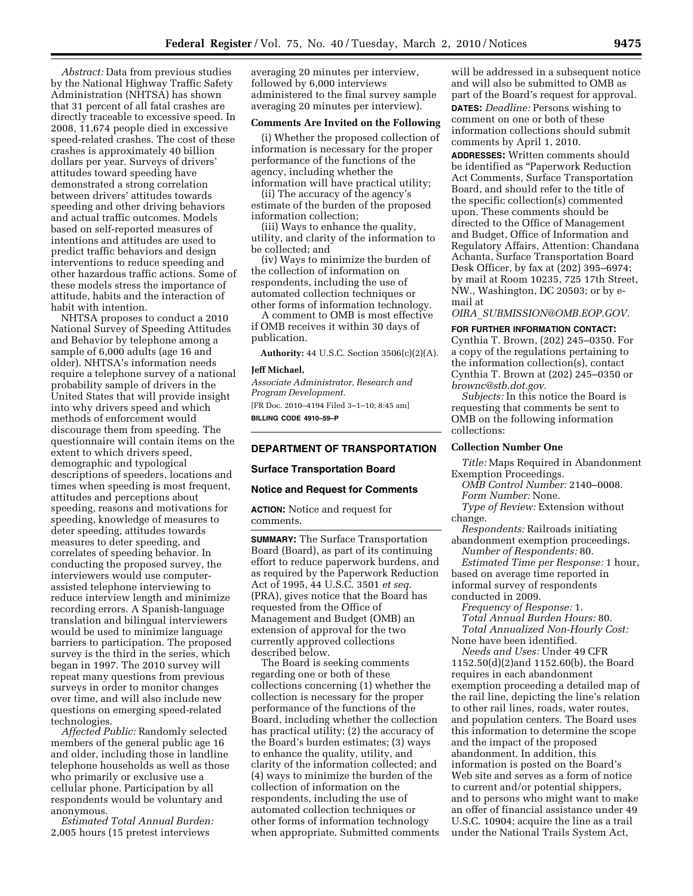*Abstract:* Data from previous studies by the National Highway Traffic Safety Administration (NHTSA) has shown that 31 percent of all fatal crashes are directly traceable to excessive speed. In 2008, 11,674 people died in excessive speed-related crashes. The cost of these crashes is approximately 40 billion dollars per year. Surveys of drivers' attitudes toward speeding have demonstrated a strong correlation between drivers' attitudes towards speeding and other driving behaviors and actual traffic outcomes. Models based on self-reported measures of intentions and attitudes are used to predict traffic behaviors and design interventions to reduce speeding and other hazardous traffic actions. Some of these models stress the importance of attitude, habits and the interaction of habit with intention.

NHTSA proposes to conduct a 2010 National Survey of Speeding Attitudes and Behavior by telephone among a sample of 6,000 adults (age 16 and older). NHTSA's information needs require a telephone survey of a national probability sample of drivers in the United States that will provide insight into why drivers speed and which methods of enforcement would discourage them from speeding. The questionnaire will contain items on the extent to which drivers speed, demographic and typological descriptions of speeders, locations and times when speeding is most frequent, attitudes and perceptions about speeding, reasons and motivations for speeding, knowledge of measures to deter speeding, attitudes towards measures to deter speeding, and correlates of speeding behavior. In conducting the proposed survey, the interviewers would use computer-assisted telephone interviewing to reduce interview length and minimize recording errors. A Spanish-language translation and bilingual interviewers would be used to minimize language barriers to participation. The proposed survey is the third in the series, which began in 1997. The 2010 survey will repeat many questions from previous surveys in order to monitor changes over time, and will also include new questions on emerging speed-related technologies.

*Affected Public:* Randomly selected members of the general public age 16 and older, including those in landline telephone households as well as those who primarily or exclusive use a cellular phone. Participation by all respondents would be voluntary and anonymous.

*Estimated Total Annual Burden:* 2,005 hours (15 pretest interviews averaging 20 minutes per interview, followed by 6,000 interviews administered to the final survey sample averaging 20 minutes per interview).

**Comments Are Invited on the Following**

(i) Whether the proposed collection of information is necessary for the proper performance of the functions of the agency, including whether the information will have practical utility;

(ii) The accuracy of the agency's estimate of the burden of the proposed information collection;

(iii) Ways to enhance the quality, utility, and clarity of the information to be collected; and

(iv) Ways to minimize the burden of the collection of information on respondents, including the use of automated collection techniques or other forms of information technology.

A comment to OMB is most effective if OMB receives it within 30 days of publication.

**Authority:** 44 U.S.C. Section 3506(c)(2)(A).

**Jeff Michael,**

*Associate Administrator, Research and Program Development.*

[FR Doc. 2010–4194 Filed 3–1–10; 8:45 am]

**BILLING CODE 4910–59–P**

## DEPARTMENT OF TRANSPORTATION

### Surface Transportation Board

### Notice and Request for Comments

**ACTION:** Notice and request for comments.

**SUMMARY:** The Surface Transportation Board (Board), as part of its continuing effort to reduce paperwork burdens, and as required by the Paperwork Reduction Act of 1995, 44 U.S.C. 3501 *et seq.* (PRA), gives notice that the Board has requested from the Office of Management and Budget (OMB) an extension of approval for the two currently approved collections described below.

The Board is seeking comments regarding one or both of these collections concerning (1) whether the collection is necessary for the proper performance of the functions of the Board, including whether the collection has practical utility; (2) the accuracy of the Board's burden estimates; (3) ways to enhance the quality, utility, and clarity of the information collected; and (4) ways to minimize the burden of the collection of information on the respondents, including the use of automated collection techniques or other forms of information technology when appropriate. Submitted comments will be addressed in a subsequent notice and will also be submitted to OMB as part of the Board's request for approval.

**DATES:** *Deadline:* Persons wishing to comment on one or both of these information collections should submit comments by April 1, 2010.

**ADDRESSES:** Written comments should be identified as "Paperwork Reduction Act Comments, Surface Transportation Board, and should refer to the title of the specific collection(s) commented upon. These comments should be directed to the Office of Management and Budget, Office of Information and Regulatory Affairs, Attention: Chandana Achanta, Surface Transportation Board Desk Officer, by fax at (202) 395–6974; by mail at Room 10235, 725 17th Street, NW., Washington, DC 20503; or by e-mail at *OIRA_SUBMISSION@OMB.EOP.GOV*.

**FOR FURTHER INFORMATION CONTACT:** Cynthia T. Brown, (202) 245–0350. For a copy of the regulations pertaining to the information collection(s), contact Cynthia T. Brown at (202) 245–0350 or *brownc@stb.dot.gov*.

*Subjects:* In this notice the Board is requesting that comments be sent to OMB on the following information collections:

**Collection Number One**

*Title:* Maps Required in Abandonment Exemption Proceedings.

*OMB Control Number:* 2140–0008.

*Form Number:* None.

*Type of Review:* Extension without change.

*Respondents:* Railroads initiating abandonment exemption proceedings.

*Number of Respondents:* 80.

*Estimated Time per Response:* 1 hour, based on average time reported in informal survey of respondents conducted in 2009.

*Frequency of Response:* 1.

*Total Annual Burden Hours:* 80.

*Total Annualized Non-Hourly Cost:* None have been identified.

*Needs and Uses:* Under 49 CFR 1152.50(d)(2)and 1152.60(b), the Board requires in each abandonment exemption proceeding a detailed map of the rail line, depicting the line's relation to other rail lines, roads, water routes, and population centers. The Board uses this information to determine the scope and the impact of the proposed abandonment. In addition, this information is posted on the Board's Web site and serves as a form of notice to current and/or potential shippers, and to persons who might want to make an offer of financial assistance under 49 U.S.C. 10904; acquire the line as a trail under the National Trails System Act,